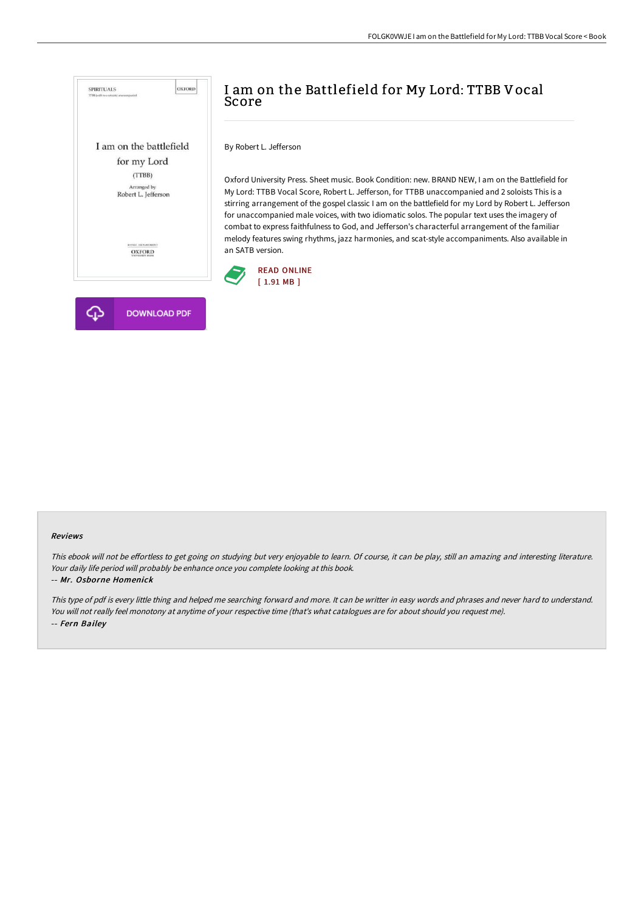# I am on the Battlefield for My Lord: TTBB Vocal Score

By Robert L. Jefferson

Oxford University Press. Sheet music. Book Condition: new. BRAND NEW, I am on the Battlefield for My Lord: TTBB Vocal Score, Robert L. Jefferson, for TTBB unaccompanied and 2 soloists This is a stirring arrangement of the gospel classic I am on the battlefield for my Lord by Robert L. Jefferson for unaccompanied male voices, with two idiomatic solos. The popular text uses the imagery of combat to express faithfulness to God, and Jefferson's characterful arrangement of the familiar melody features swing rhythms, jazz harmonies, and scat-style accompaniments. Also available in an SATB version.

READ ONLINE
[ 1.91 MB ]

DOWNLOAD PDF

### Reviews

*This ebook will not be effortless to get going on studying but very enjoyable to learn. Of course, it can be play, still an amazing and interesting literature. Your daily life period will probably be enhance once you complete looking at this book.*

-- ***Mr. Osborne Homenick***

*This type of pdf is every little thing and helped me searching forward and more. It can be writter in easy words and phrases and never hard to understand. You will not really feel monotony at anytime of your respective time (that's what catalogues are for about should you request me).*

-- ***Fern Bailey***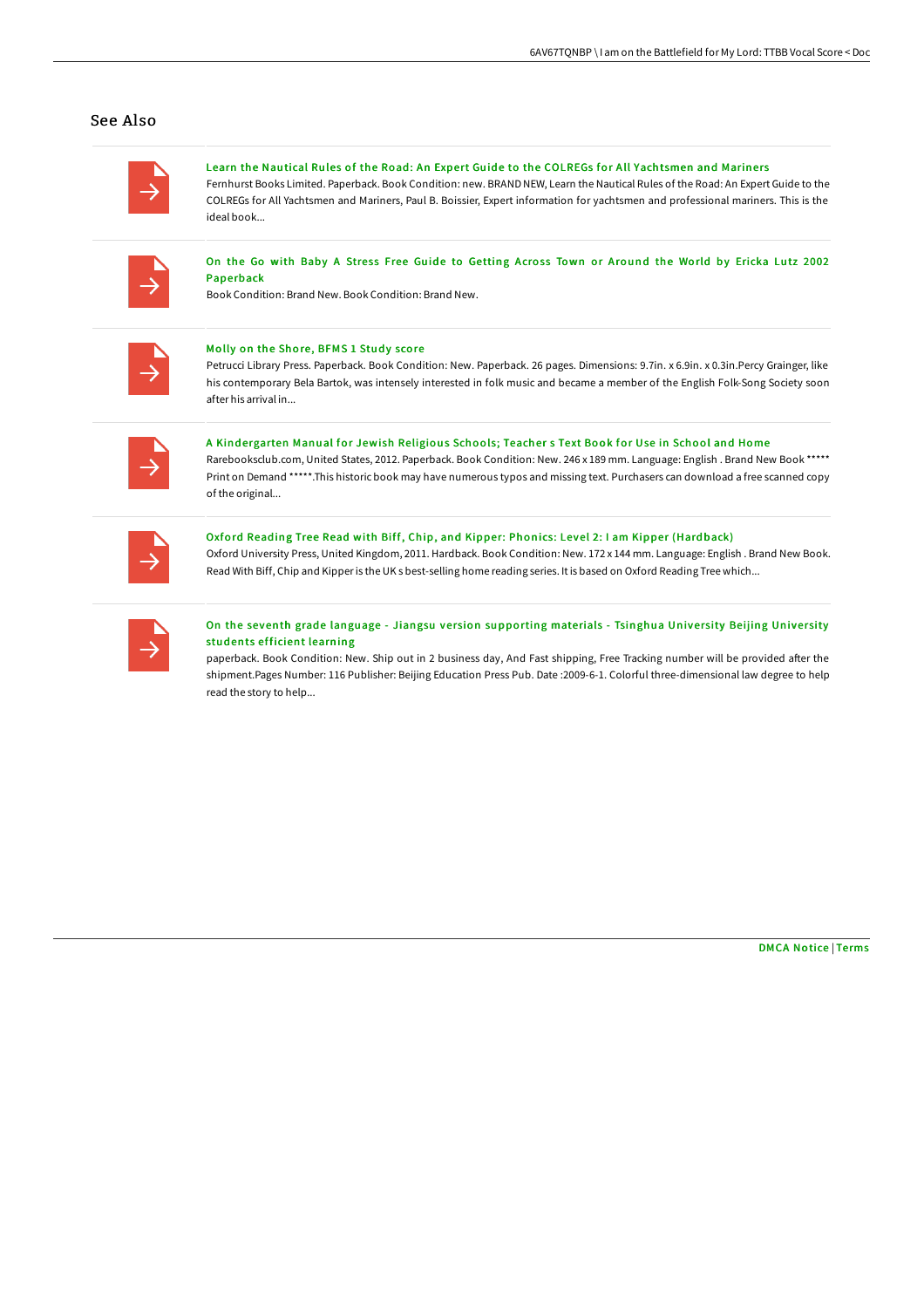## See Also

**Learn the Nautical Rules of the Road: An Expert Guide to the COLREGs for All Yachtsmen and Mariners**

Fernhurst Books Limited. Paperback. Book Condition: new. BRAND NEW, Learn the Nautical Rules of the Road: An Expert Guide to the COLREGs for All Yachtsmen and Mariners, Paul B. Boissier, Expert information for yachtsmen and professional mariners. This is the ideal book...

**On the Go with Baby A Stress Free Guide to Getting Across Town or Around the World by Ericka Lutz 2002 Paperback**

Book Condition: Brand New. Book Condition: Brand New.

**Molly on the Shore, BFMS 1 Study score**

Petrucci Library Press. Paperback. Book Condition: New. Paperback. 26 pages. Dimensions: 9.7in. x 6.9in. x 0.3in.Percy Grainger, like his contemporary Bela Bartok, was intensely interested in folk music and became a member of the English Folk-Song Society soon after his arrival in...

**A Kindergarten Manual for Jewish Religious Schools; Teacher s Text Book for Use in School and Home**

Rarebooksclub.com, United States, 2012. Paperback. Book Condition: New. 246 x 189 mm. Language: English . Brand New Book ***** Print on Demand *****.This historic book may have numerous typos and missing text. Purchasers can download a free scanned copy of the original...

**Oxford Reading Tree Read with Biff, Chip, and Kipper: Phonics: Level 2: I am Kipper (Hardback)**

Oxford University Press, United Kingdom, 2011. Hardback. Book Condition: New. 172 x 144 mm. Language: English . Brand New Book. Read With Biff, Chip and Kipper is the UK s best-selling home reading series. It is based on Oxford Reading Tree which...

**On the seventh grade language - Jiangsu version supporting materials - Tsinghua University Beijing University students efficient learning**

paperback. Book Condition: New. Ship out in 2 business day, And Fast shipping, Free Tracking number will be provided after the shipment.Pages Number: 116 Publisher: Beijing Education Press Pub. Date :2009-6-1. Colorful three-dimensional law degree to help read the story to help...

DMCA Notice | Terms